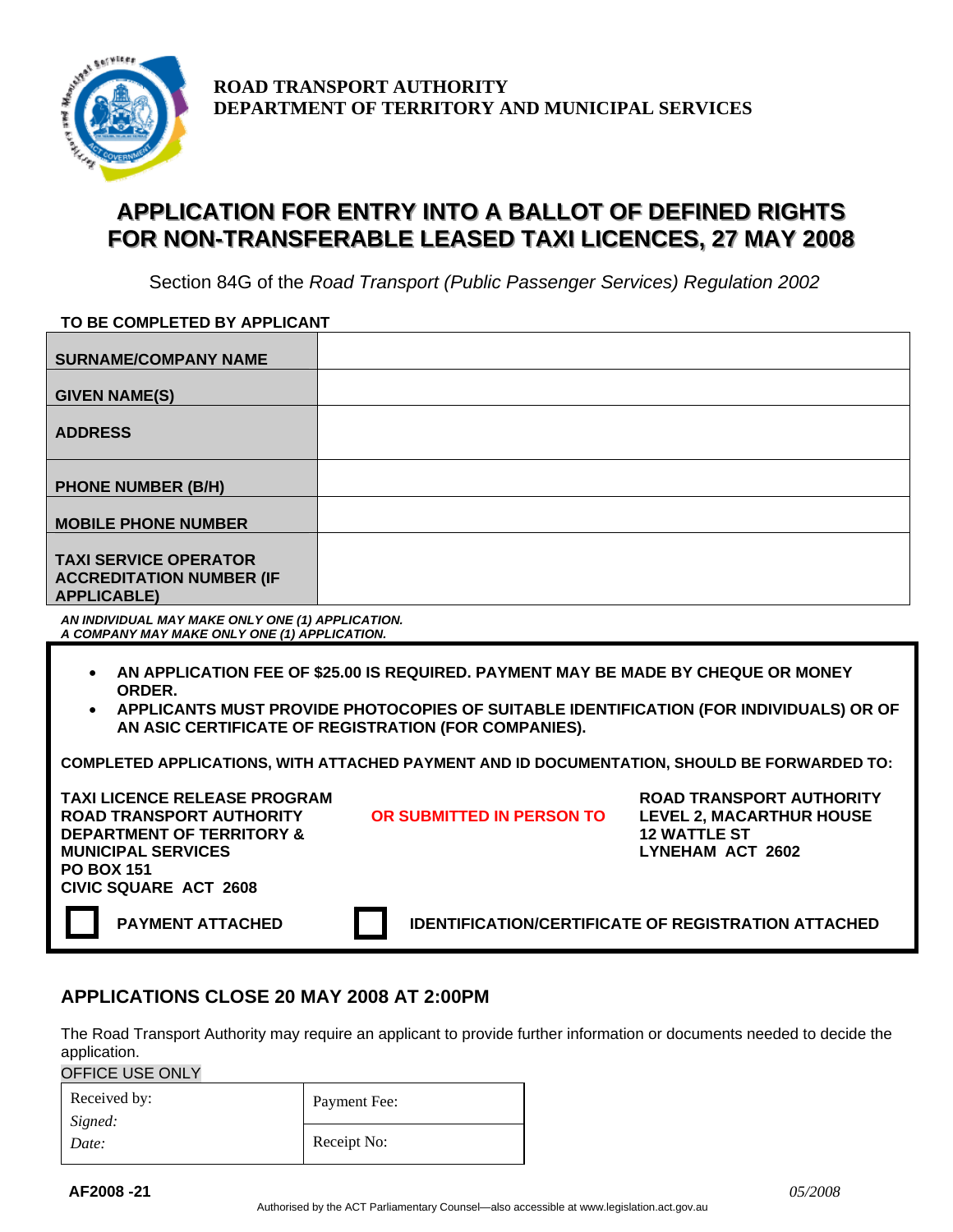**ROAD TRANSPORT AUTHORITY**
**DEPARTMENT OF TERRITORY AND MUNICIPAL SERVICES**

# APPLICATION FOR ENTRY INTO A BALLOT OF DEFINED RIGHTS FOR NON-TRANSFERABLE LEASED TAXI LICENCES, 27 MAY 2008

Section 84G of the *Road Transport (Public Passenger Services) Regulation 2002*

**TO BE COMPLETED BY APPLICANT**

| | |
|---|---|
| **SURNAME/COMPANY NAME** | |
| **GIVEN NAME(S)** | |
| **ADDRESS** | |
| **PHONE NUMBER (B/H)** | |
| **MOBILE PHONE NUMBER** | |
| **TAXI SERVICE OPERATOR ACCREDITATION NUMBER (IF APPLICABLE)** | |

***AN INDIVIDUAL MAY MAKE ONLY ONE (1) APPLICATION.***
***A COMPANY MAY MAKE ONLY ONE (1) APPLICATION.***

- **AN APPLICATION FEE OF $25.00 IS REQUIRED. PAYMENT MAY BE MADE BY CHEQUE OR MONEY ORDER.**
- **APPLICANTS MUST PROVIDE PHOTOCOPIES OF SUITABLE IDENTIFICATION (FOR INDIVIDUALS) OR OF AN ASIC CERTIFICATE OF REGISTRATION (FOR COMPANIES).**

**COMPLETED APPLICATIONS, WITH ATTACHED PAYMENT AND ID DOCUMENTATION, SHOULD BE FORWARDED TO:**

**TAXI LICENCE RELEASE PROGRAM**
**ROAD TRANSPORT AUTHORITY**
**DEPARTMENT OF TERRITORY & MUNICIPAL SERVICES**
**PO BOX 151**
**CIVIC SQUARE ACT 2608**

**OR SUBMITTED IN PERSON TO**

**ROAD TRANSPORT AUTHORITY**
**LEVEL 2, MACARTHUR HOUSE**
**12 WATTLE ST**
**LYNEHAM ACT 2602**

☐ **PAYMENT ATTACHED**　　☐ **IDENTIFICATION/CERTIFICATE OF REGISTRATION ATTACHED**

## APPLICATIONS CLOSE 20 MAY 2008 AT 2:00PM

The Road Transport Authority may require an applicant to provide further information or documents needed to decide the application.

OFFICE USE ONLY

| | |
|---|---|
| Received by:<br>*Signed:*<br>*Date:* | Payment Fee: |
| | Receipt No: |

**AF2008 -21**　　*05/2008*

Authorised by the ACT Parliamentary Counsel—also accessible at www.legislation.act.gov.au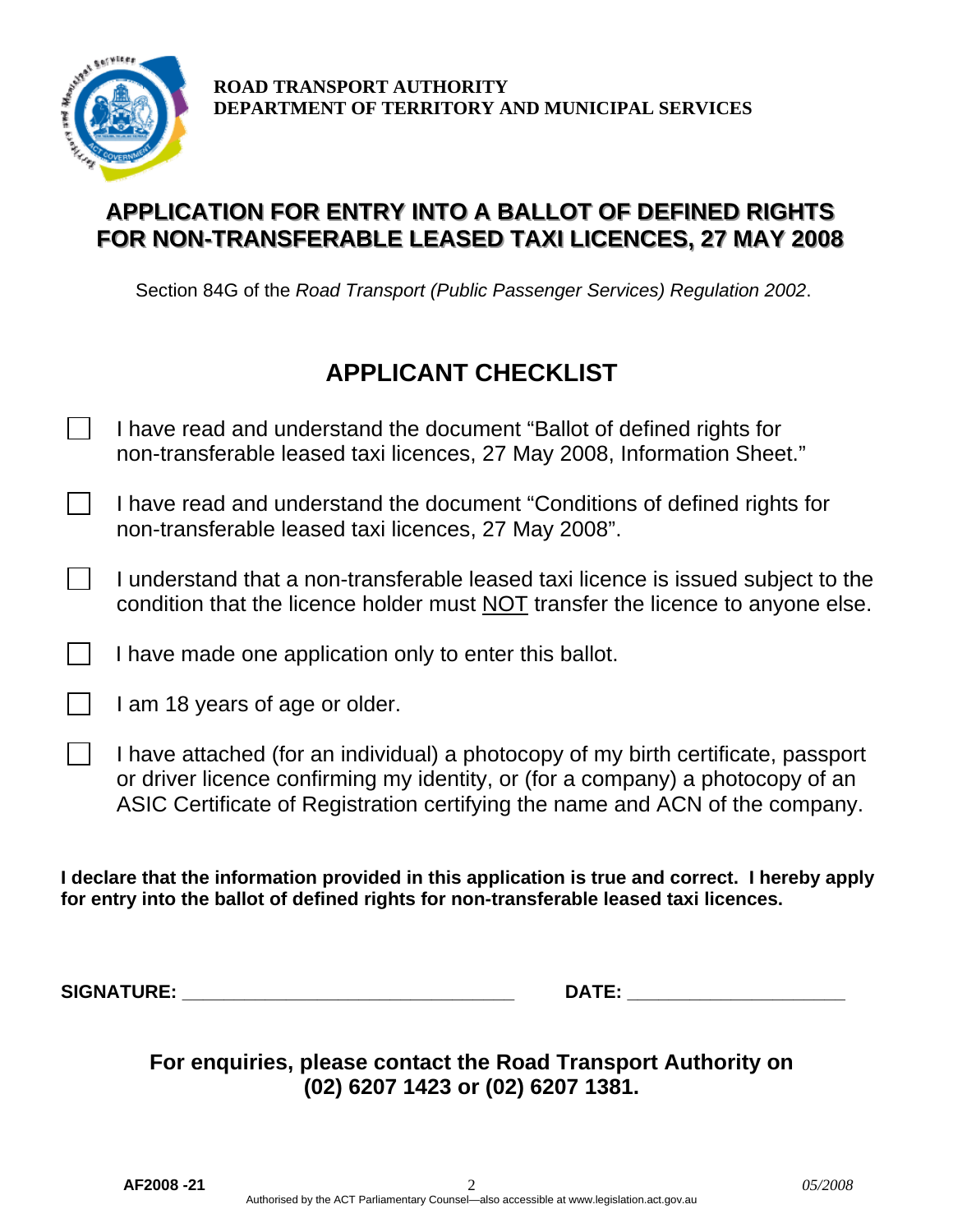**ROAD TRANSPORT AUTHORITY**
**DEPARTMENT OF TERRITORY AND MUNICIPAL SERVICES**

# APPLICATION FOR ENTRY INTO A BALLOT OF DEFINED RIGHTS FOR NON-TRANSFERABLE LEASED TAXI LICENCES, 27 MAY 2008

Section 84G of the *Road Transport (Public Passenger Services) Regulation 2002*.

## APPLICANT CHECKLIST

- ☐ I have read and understand the document "Ballot of defined rights for non-transferable leased taxi licences, 27 May 2008, Information Sheet."
- ☐ I have read and understand the document "Conditions of defined rights for non-transferable leased taxi licences, 27 May 2008".
- ☐ I understand that a non-transferable leased taxi licence is issued subject to the condition that the licence holder must <u>NOT</u> transfer the licence to anyone else.
- ☐ I have made one application only to enter this ballot.
- ☐ I am 18 years of age or older.
- ☐ I have attached (for an individual) a photocopy of my birth certificate, passport or driver licence confirming my identity, or (for a company) a photocopy of an ASIC Certificate of Registration certifying the name and ACN of the company.

**I declare that the information provided in this application is true and correct. I hereby apply for entry into the ballot of defined rights for non-transferable leased taxi licences.**

**SIGNATURE:** ________________________________ **DATE:** ____________________

**For enquiries, please contact the Road Transport Authority on (02) 6207 1423 or (02) 6207 1381.**

**AF2008 -21** *05/2008*

Authorised by the ACT Parliamentary Counsel—also accessible at www.legislation.act.gov.au